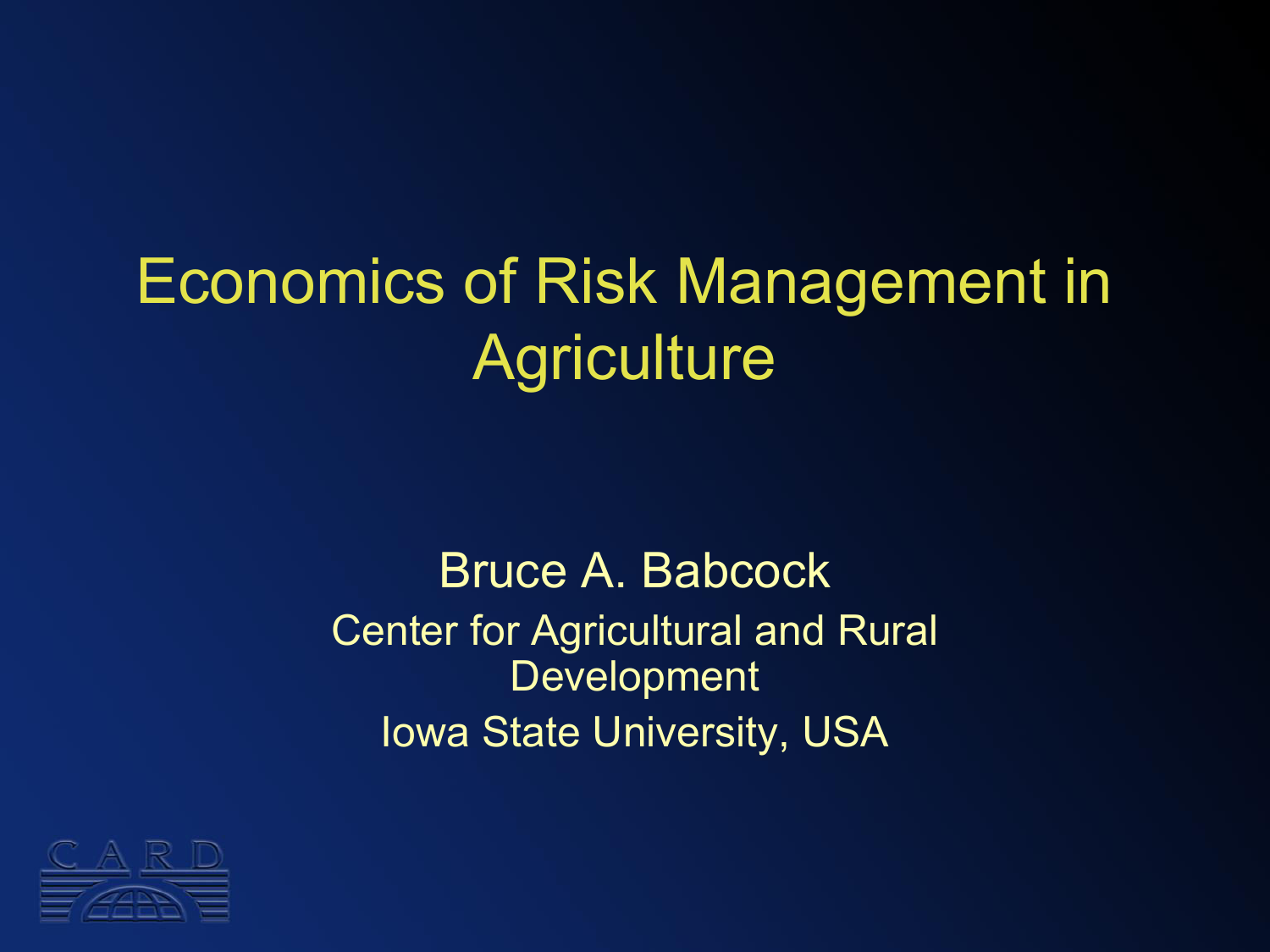# Economics of Risk Management in Agriculture

Bruce A. Babcock

Center for Agricultural and Rural Development

Iowa State University, USA

CARD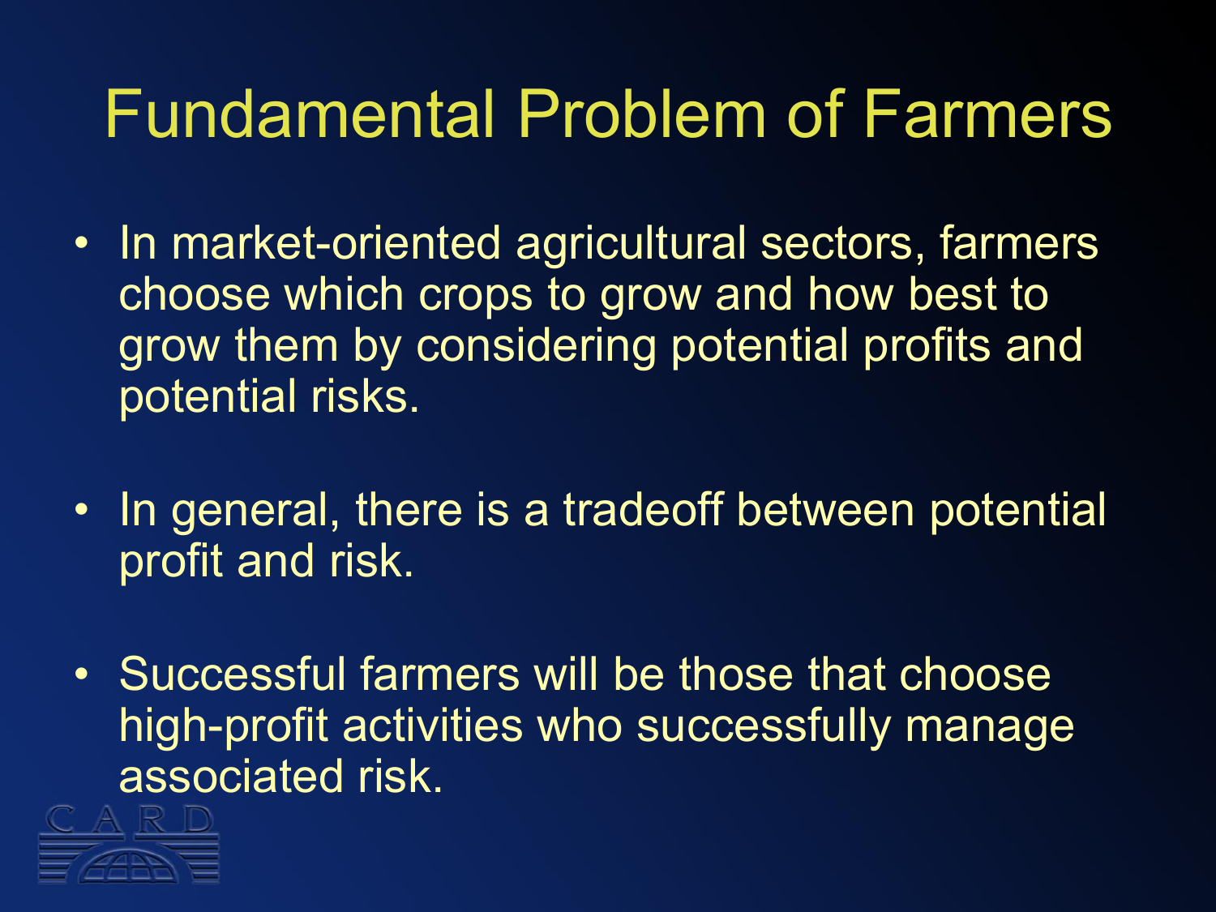# Fundamental Problem of Farmers

- In market-oriented agricultural sectors, farmers choose which crops to grow and how best to grow them by considering potential profits and potential risks.
- In general, there is a tradeoff between potential profit and risk.
- Successful farmers will be those that choose high-profit activities who successfully manage associated risk.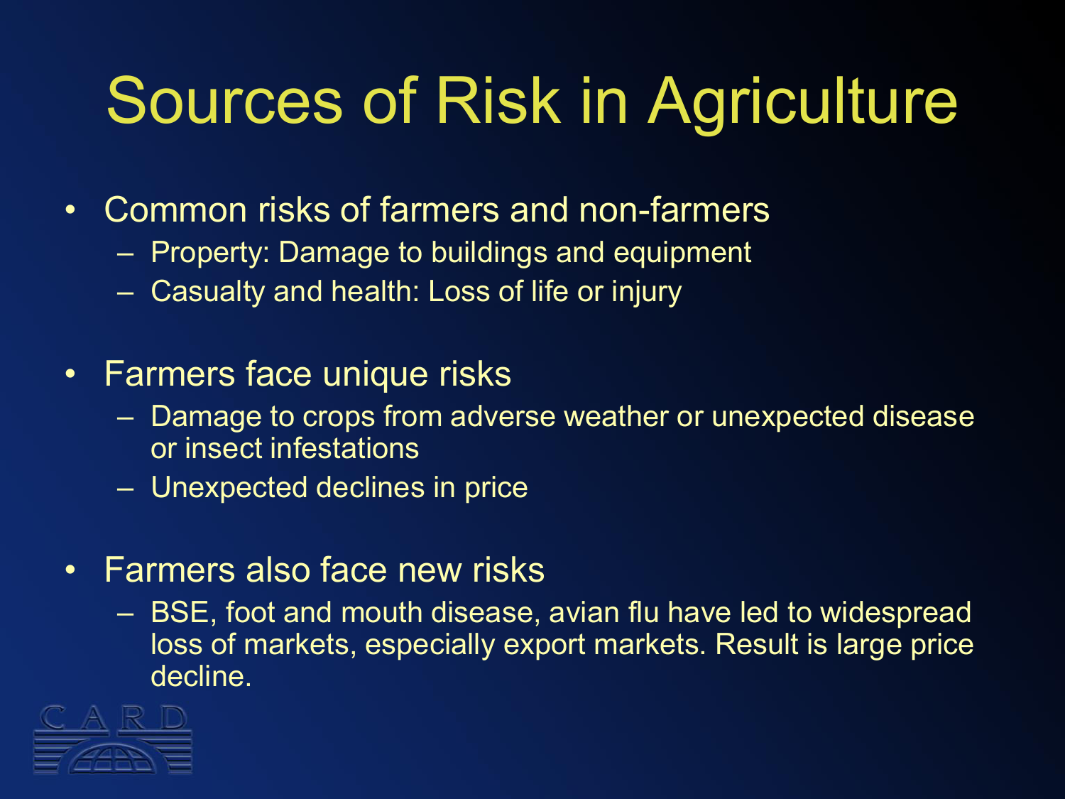# Sources of Risk in Agriculture

- Common risks of farmers and non-farmers
  - Property: Damage to buildings and equipment
  - Casualty and health: Loss of life or injury
- Farmers face unique risks
  - Damage to crops from adverse weather or unexpected disease or insect infestations
  - Unexpected declines in price
- Farmers also face new risks
  - BSE, foot and mouth disease, avian flu have led to widespread loss of markets, especially export markets. Result is large price decline.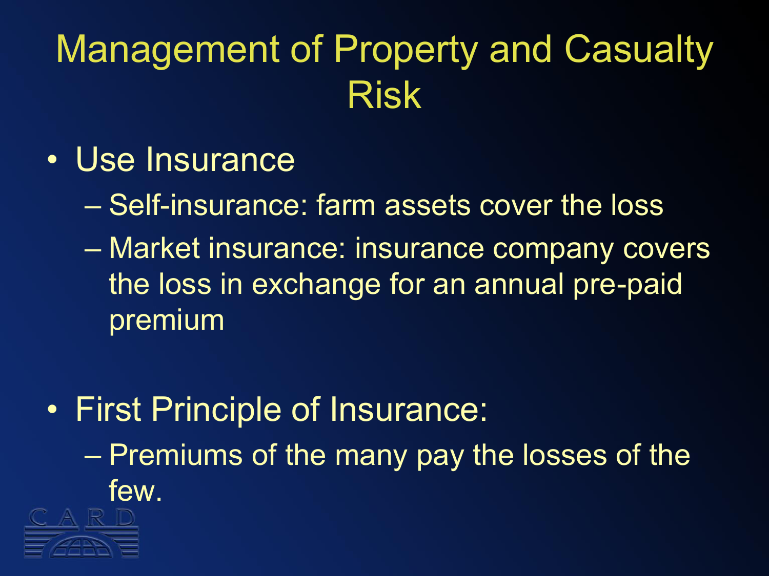# Management of Property and Casualty Risk

- Use Insurance
  - Self-insurance: farm assets cover the loss
  - Market insurance: insurance company covers the loss in exchange for an annual pre-paid premium

- First Principle of Insurance:
  - Premiums of the many pay the losses of the few.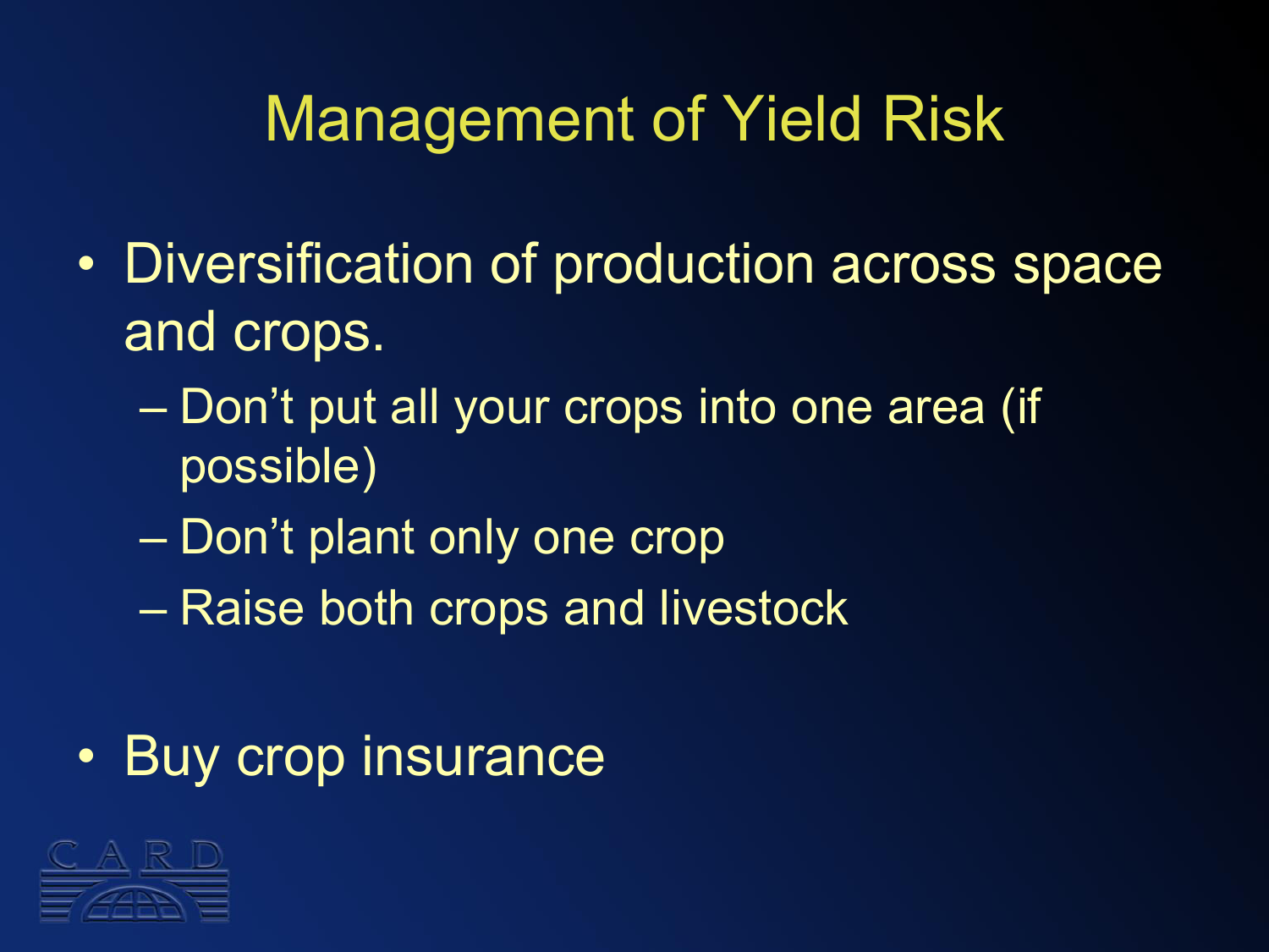# Management of Yield Risk

- Diversification of production across space and crops.
  - Don't put all your crops into one area (if possible)
  - Don't plant only one crop
  - Raise both crops and livestock
- Buy crop insurance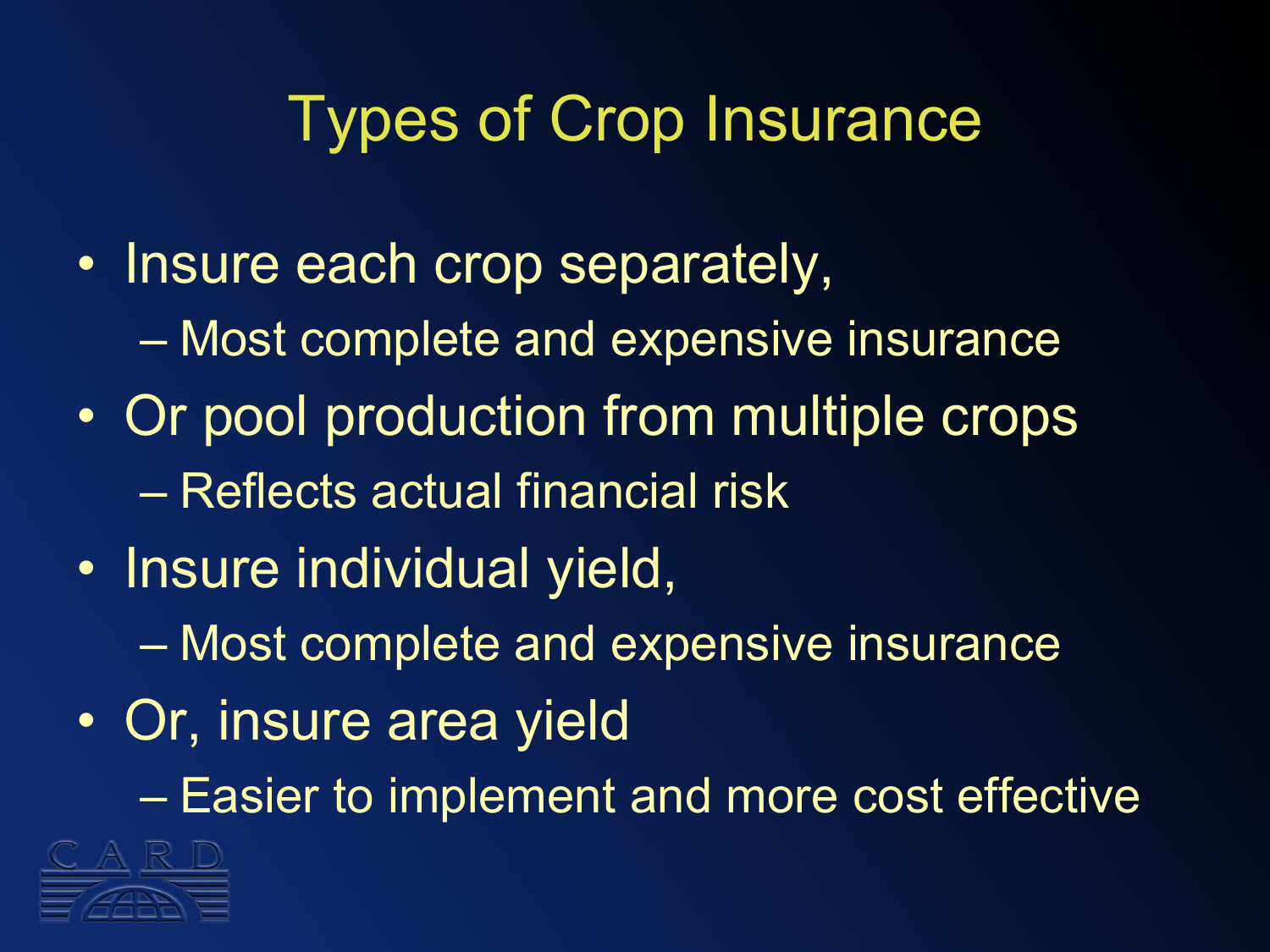# Types of Crop Insurance

- Insure each crop separately,
  - Most complete and expensive insurance
- Or pool production from multiple crops
  - Reflects actual financial risk
- Insure individual yield,
  - Most complete and expensive insurance
- Or, insure area yield
  - Easier to implement and more cost effective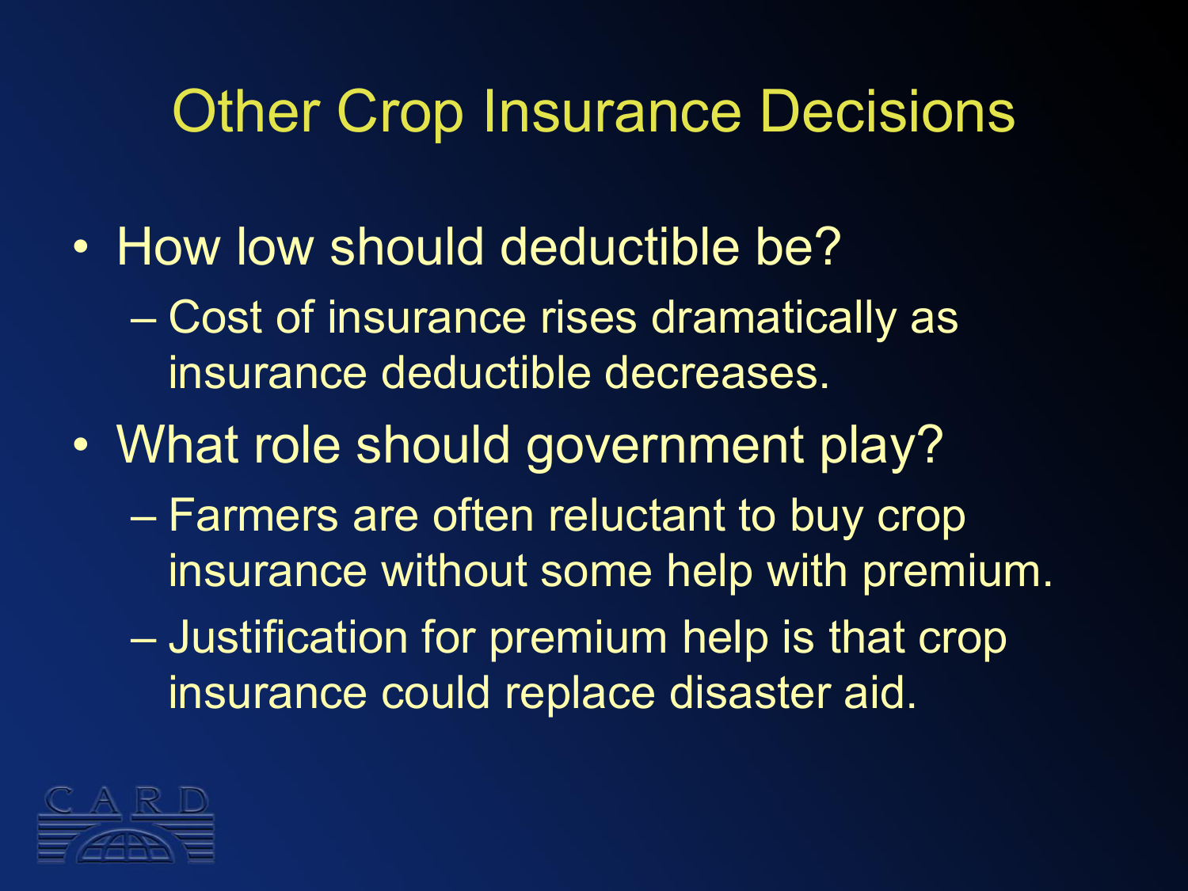# Other Crop Insurance Decisions

- How low should deductible be?
  - Cost of insurance rises dramatically as insurance deductible decreases.
- What role should government play?
  - Farmers are often reluctant to buy crop insurance without some help with premium.
  - Justification for premium help is that crop insurance could replace disaster aid.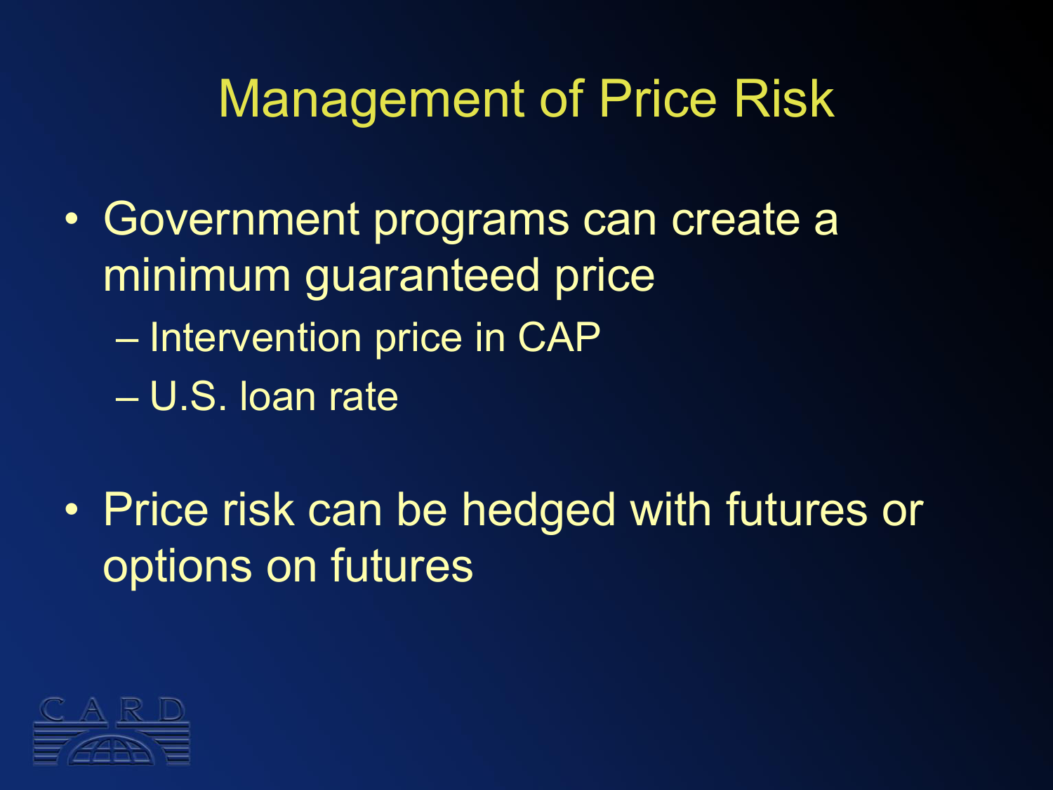# Management of Price Risk

- Government programs can create a minimum guaranteed price
  - Intervention price in CAP
  - U.S. loan rate

- Price risk can be hedged with futures or options on futures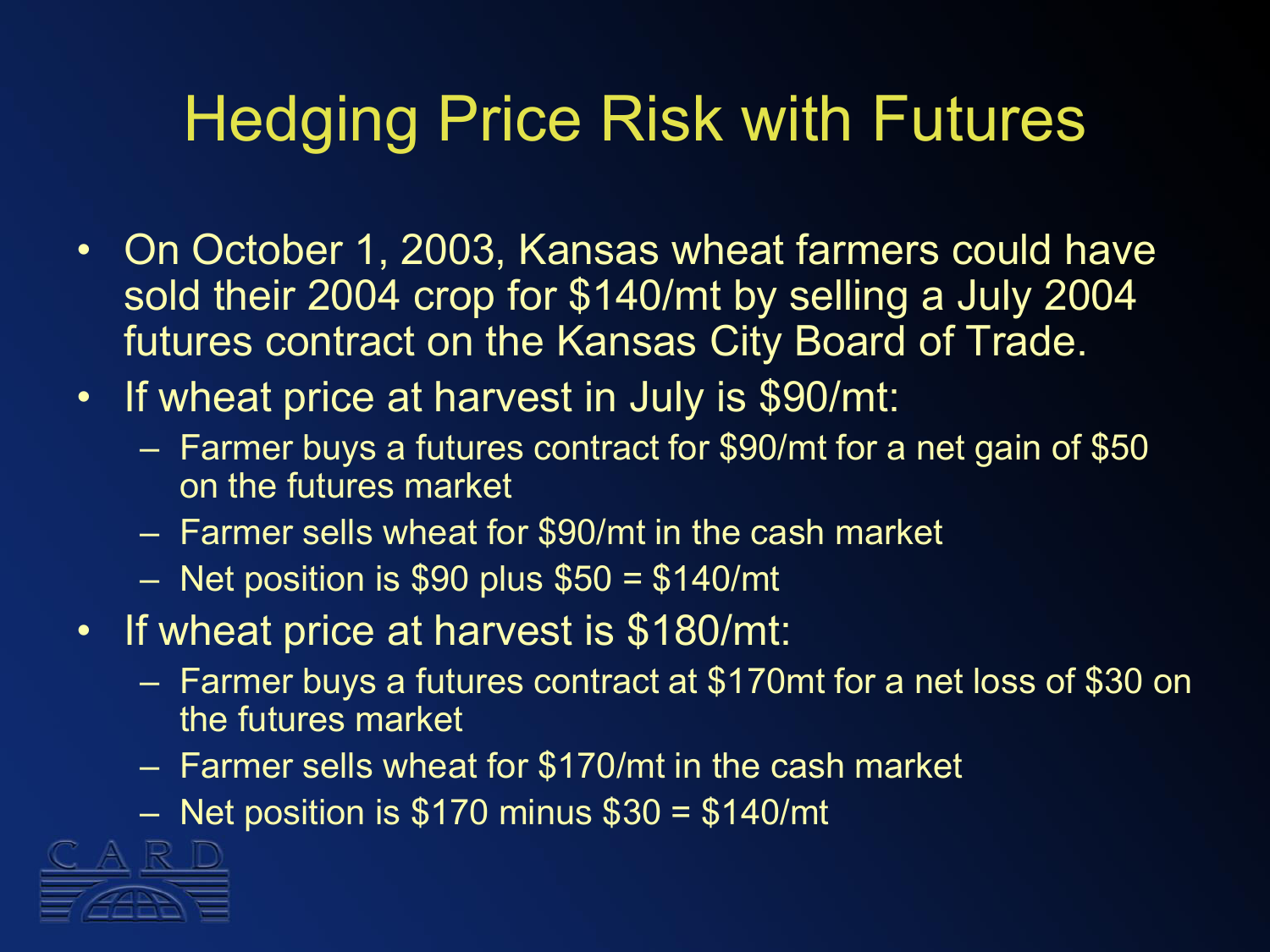# Hedging Price Risk with Futures

- On October 1, 2003, Kansas wheat farmers could have sold their 2004 crop for $140/mt by selling a July 2004 futures contract on the Kansas City Board of Trade.
- If wheat price at harvest in July is $90/mt:
  - Farmer buys a futures contract for $90/mt for a net gain of $50 on the futures market
  - Farmer sells wheat for $90/mt in the cash market
  - Net position is $90 plus $50 = $140/mt
- If wheat price at harvest is $180/mt:
  - Farmer buys a futures contract at $170mt for a net loss of $30 on the futures market
  - Farmer sells wheat for $170/mt in the cash market
  - Net position is $170 minus $30 = $140/mt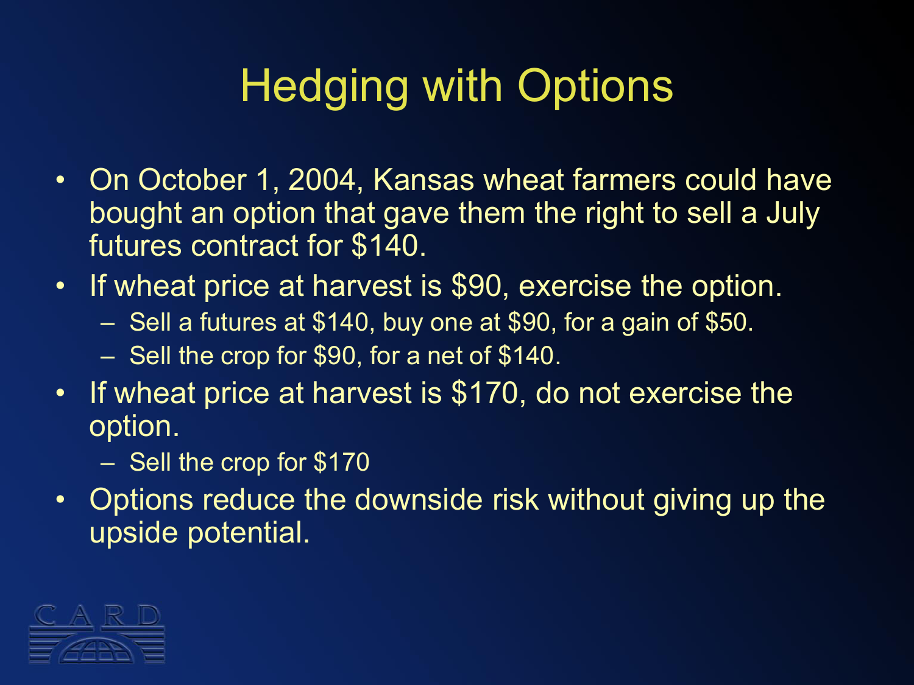# Hedging with Options

- On October 1, 2004, Kansas wheat farmers could have bought an option that gave them the right to sell a July futures contract for $140.
- If wheat price at harvest is $90, exercise the option.
  - Sell a futures at $140, buy one at $90, for a gain of $50.
  - Sell the crop for $90, for a net of $140.
- If wheat price at harvest is $170, do not exercise the option.
  - Sell the crop for $170
- Options reduce the downside risk without giving up the upside potential.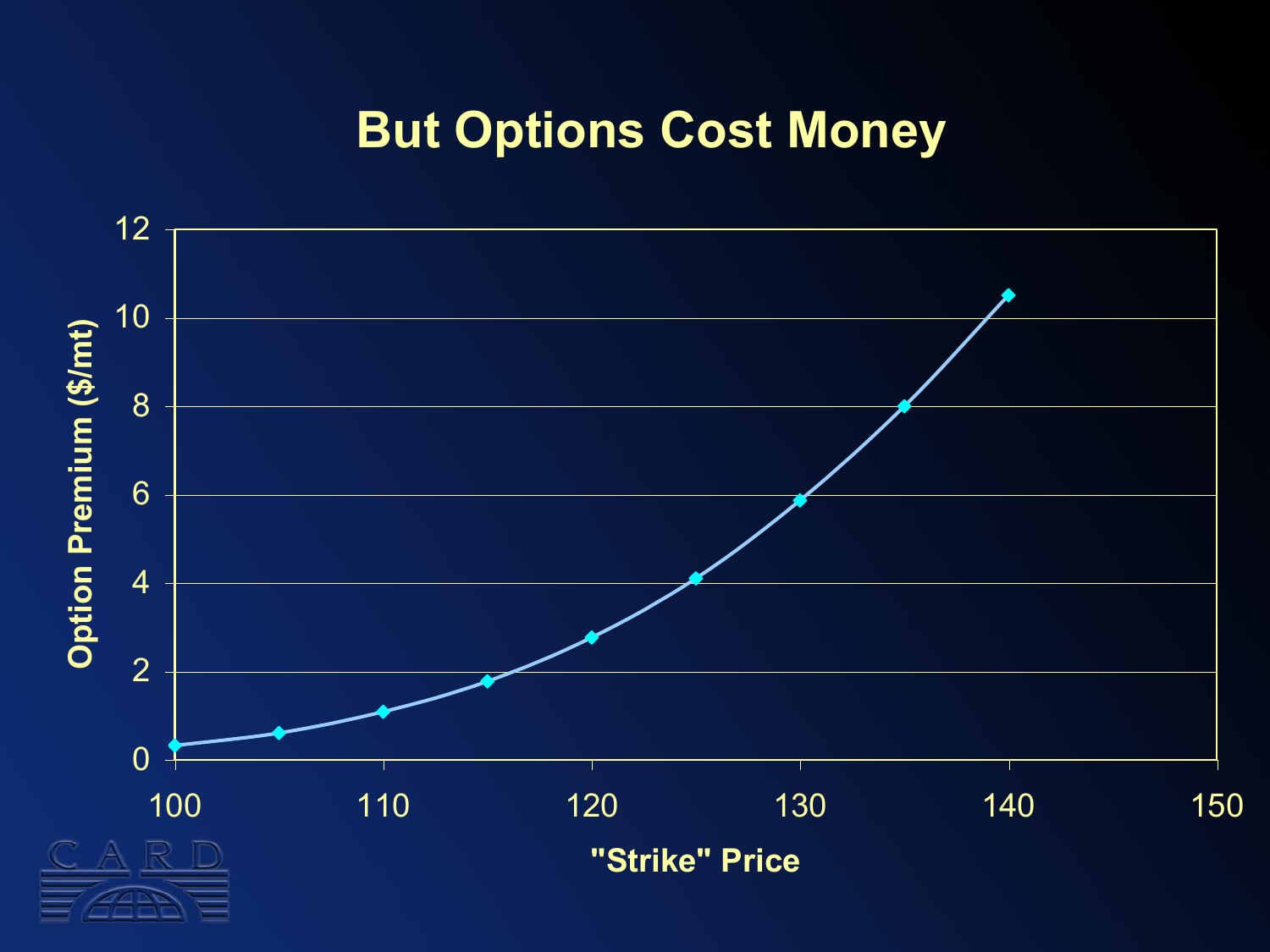# But Options Cost Money

Option Premium ($/mt)

"Strike" Price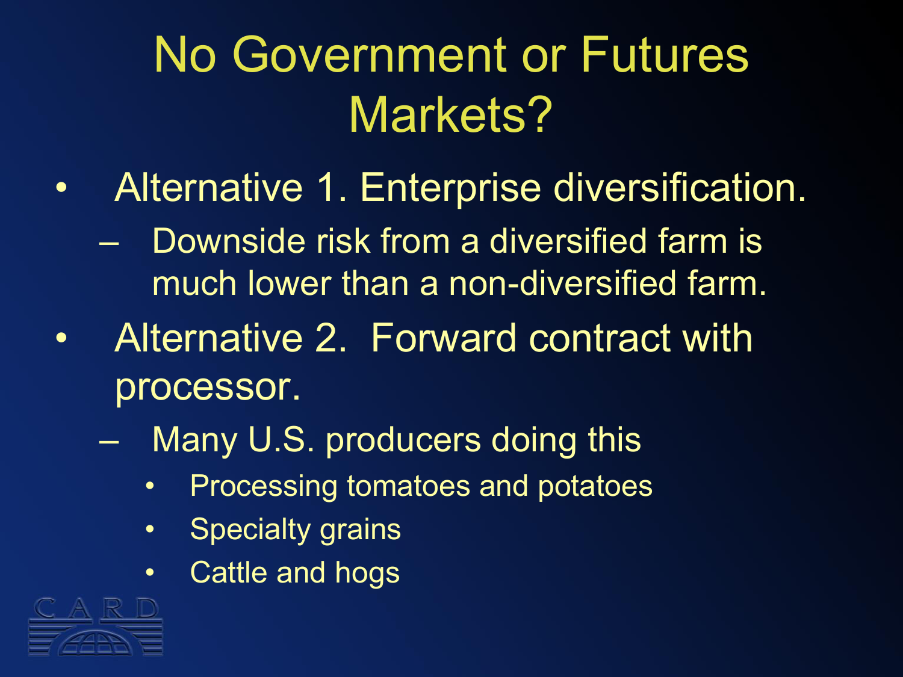# No Government or Futures Markets?

- Alternative 1. Enterprise diversification.
  - Downside risk from a diversified farm is much lower than a non-diversified farm.
- Alternative 2. Forward contract with processor.
  - Many U.S. producers doing this
    - Processing tomatoes and potatoes
    - Specialty grains
    - Cattle and hogs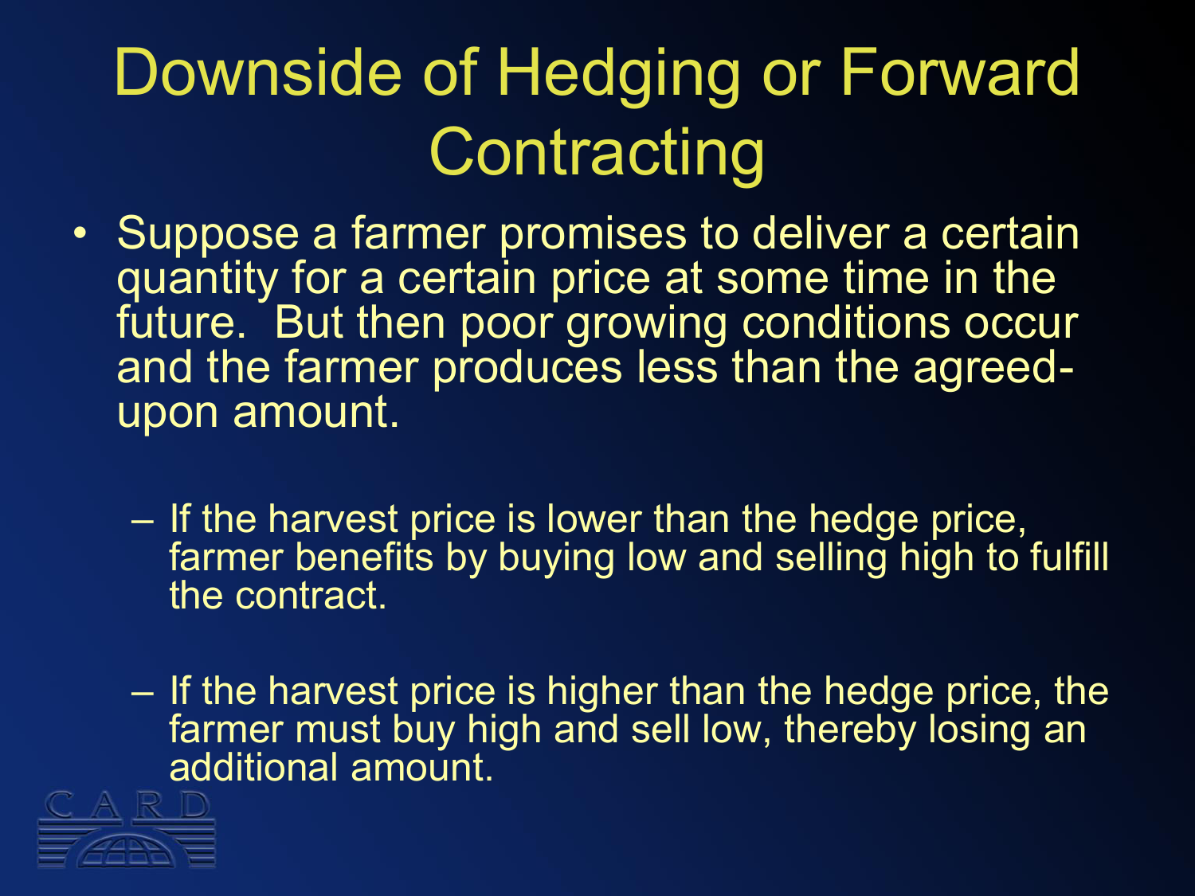# Downside of Hedging or Forward Contracting

- Suppose a farmer promises to deliver a certain quantity for a certain price at some time in the future. But then poor growing conditions occur and the farmer produces less than the agreed-upon amount.
  - If the harvest price is lower than the hedge price, farmer benefits by buying low and selling high to fulfill the contract.
  - If the harvest price is higher than the hedge price, the farmer must buy high and sell low, thereby losing an additional amount.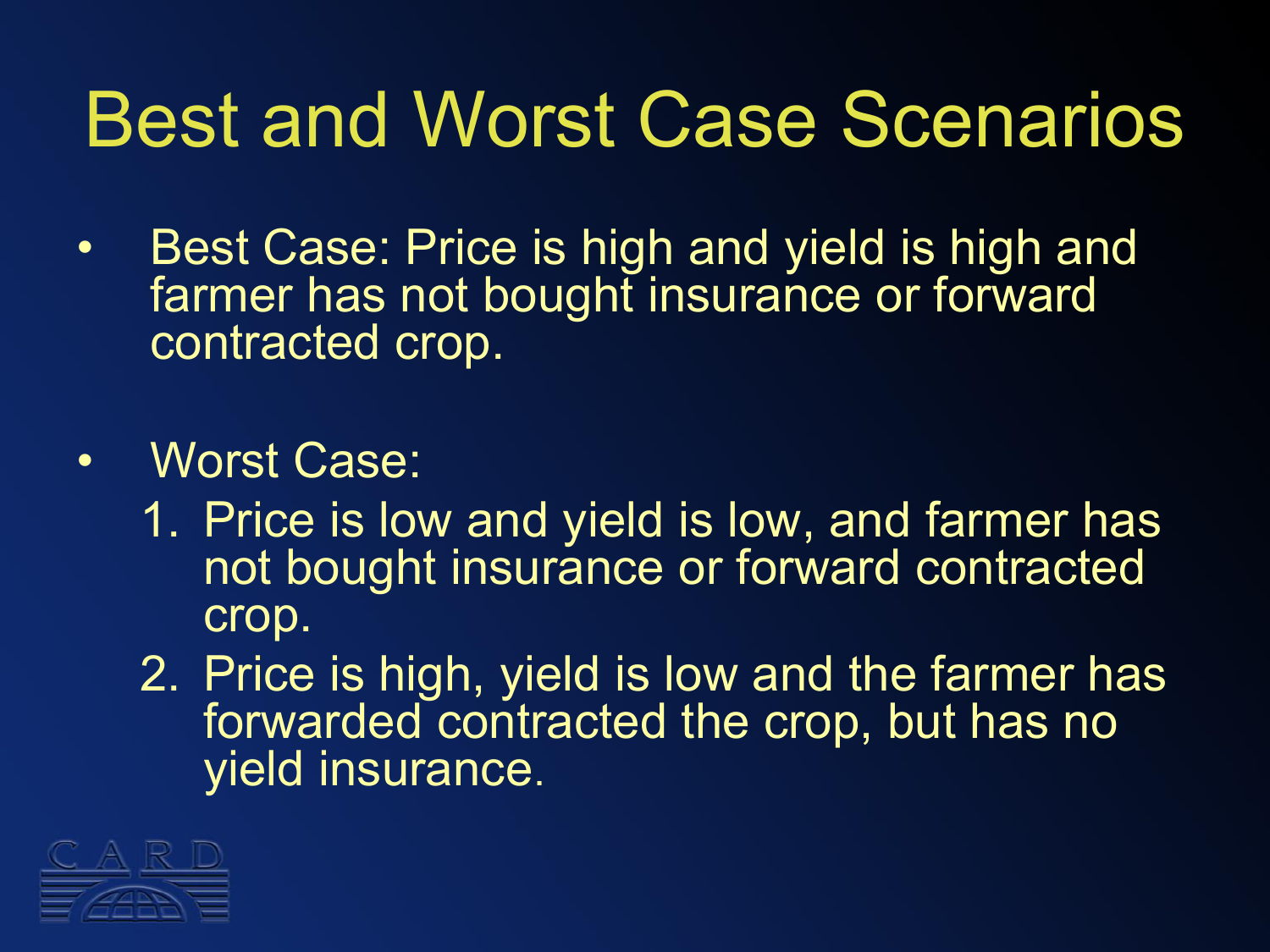# Best and Worst Case Scenarios

- Best Case: Price is high and yield is high and farmer has not bought insurance or forward contracted crop.

- Worst Case:
  1. Price is low and yield is low, and farmer has not bought insurance or forward contracted crop.
  2. Price is high, yield is low and the farmer has forwarded contracted the crop, but has no yield insurance.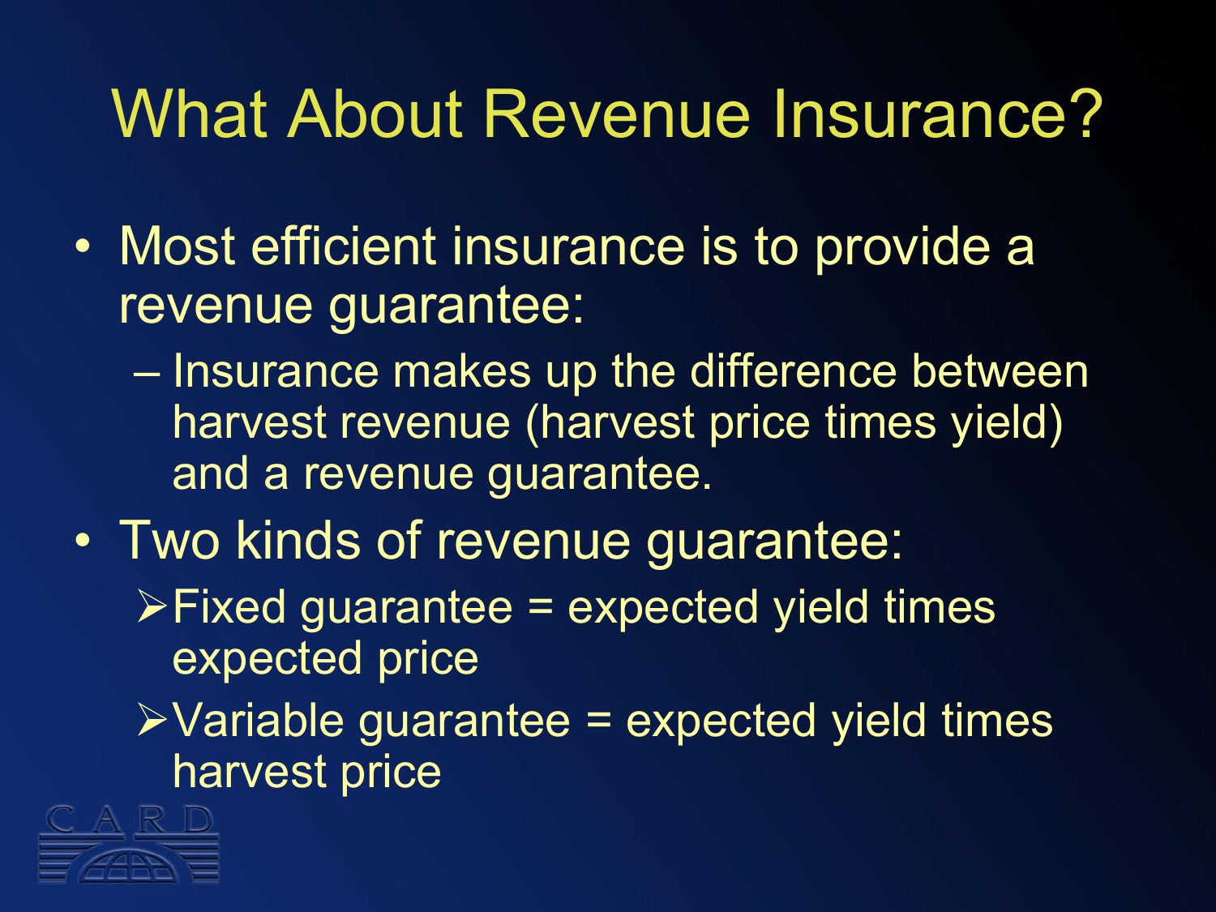# What About Revenue Insurance?

- Most efficient insurance is to provide a revenue guarantee:
  - Insurance makes up the difference between harvest revenue (harvest price times yield) and a revenue guarantee.
- Two kinds of revenue guarantee:
  - Fixed guarantee = expected yield times expected price
  - Variable guarantee = expected yield times harvest price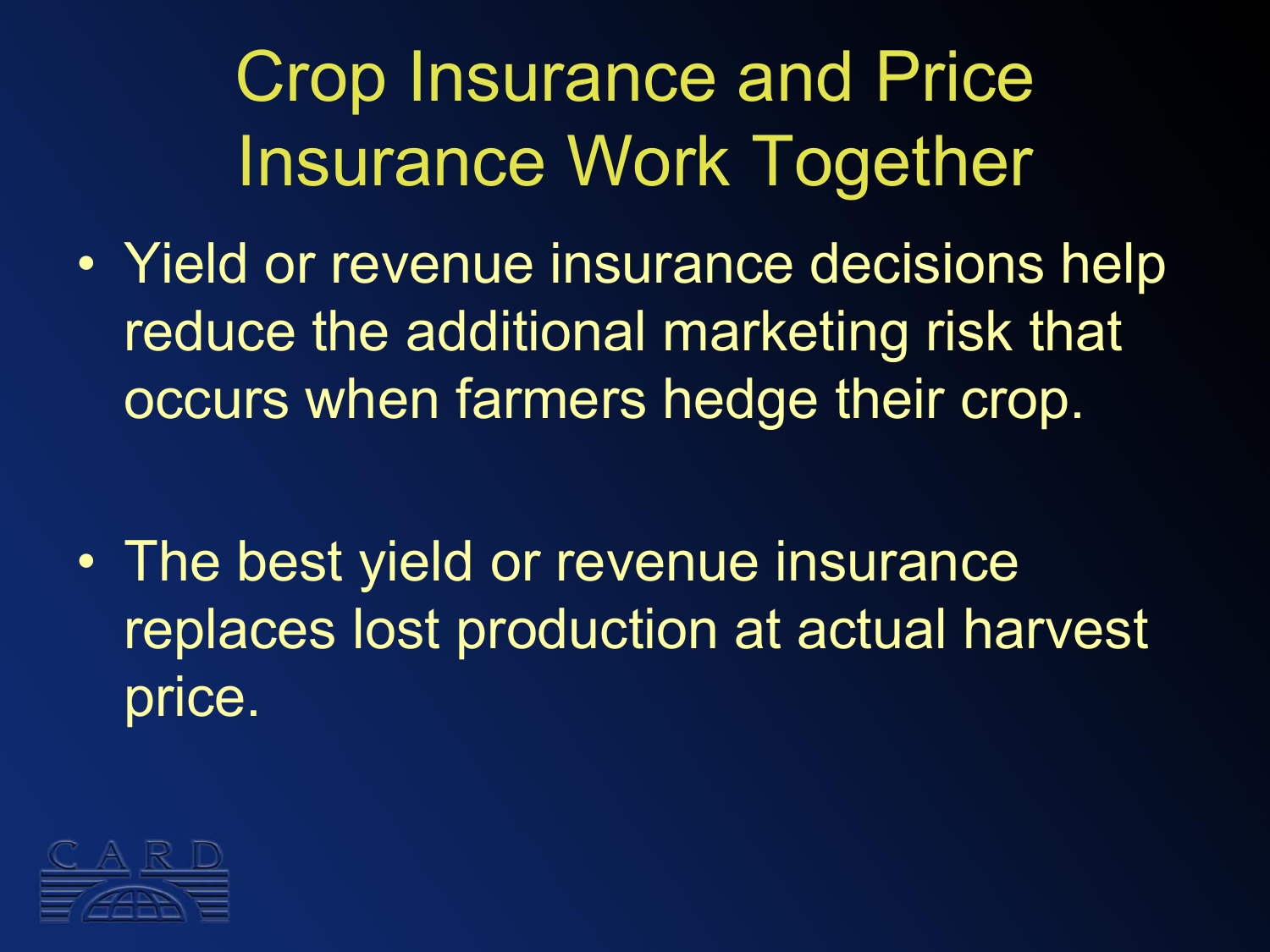# Crop Insurance and Price Insurance Work Together

- Yield or revenue insurance decisions help reduce the additional marketing risk that occurs when farmers hedge their crop.

- The best yield or revenue insurance replaces lost production at actual harvest price.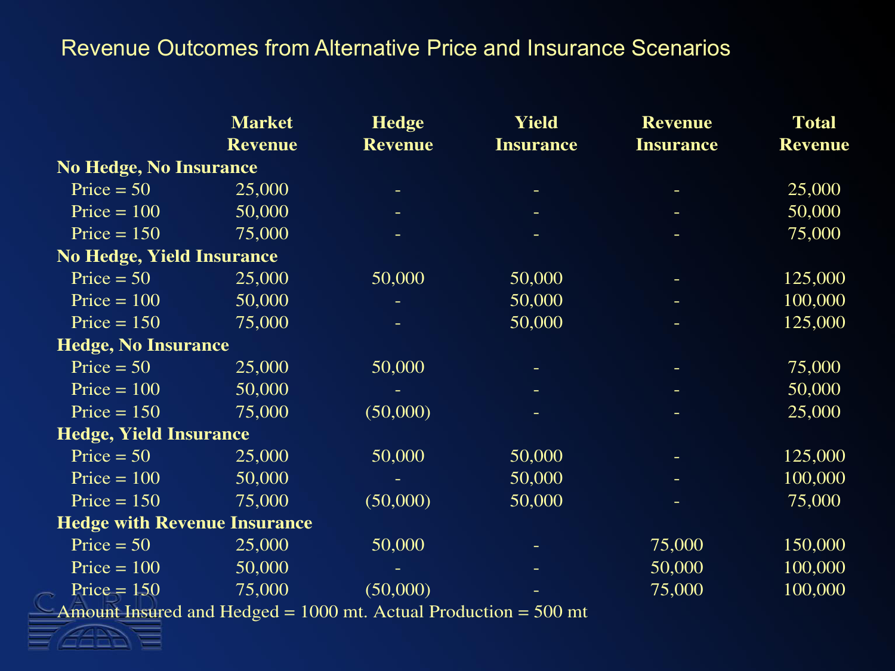# Revenue Outcomes from Alternative Price and Insurance Scenarios

| | Market Revenue | Hedge Revenue | Yield Insurance | Revenue Insurance | Total Revenue |
|---|---|---|---|---|---|
| **No Hedge, No Insurance** | | | | | |
| Price = 50 | 25,000 | - | - | - | 25,000 |
| Price = 100 | 50,000 | - | - | - | 50,000 |
| Price = 150 | 75,000 | - | - | - | 75,000 |
| **No Hedge, Yield Insurance** | | | | | |
| Price = 50 | 25,000 | 50,000 | 50,000 | - | 125,000 |
| Price = 100 | 50,000 | - | 50,000 | - | 100,000 |
| Price = 150 | 75,000 | - | 50,000 | - | 125,000 |
| **Hedge, No Insurance** | | | | | |
| Price = 50 | 25,000 | 50,000 | - | - | 75,000 |
| Price = 100 | 50,000 | - | - | - | 50,000 |
| Price = 150 | 75,000 | (50,000) | - | - | 25,000 |
| **Hedge, Yield Insurance** | | | | | |
| Price = 50 | 25,000 | 50,000 | 50,000 | - | 125,000 |
| Price = 100 | 50,000 | - | 50,000 | - | 100,000 |
| Price = 150 | 75,000 | (50,000) | 50,000 | - | 75,000 |
| **Hedge with Revenue Insurance** | | | | | |
| Price = 50 | 25,000 | 50,000 | - | 75,000 | 150,000 |
| Price = 100 | 50,000 | - | - | 50,000 | 100,000 |
| Price = 150 | 75,000 | (50,000) | - | 75,000 | 100,000 |

Amount Insured and Hedged = 1000 mt. Actual Production = 500 mt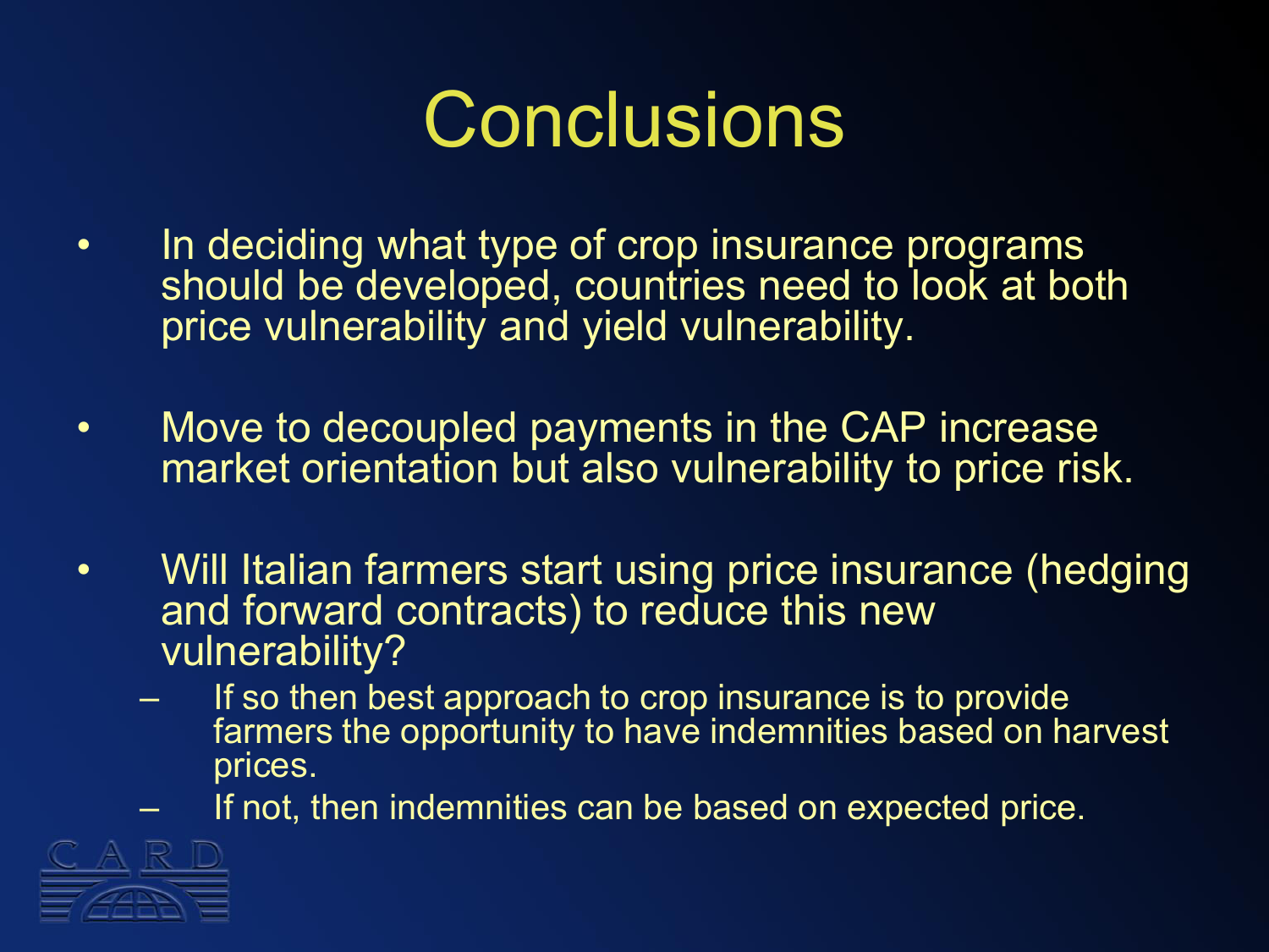# Conclusions

- In deciding what type of crop insurance programs should be developed, countries need to look at both price vulnerability and yield vulnerability.
- Move to decoupled payments in the CAP increase market orientation but also vulnerability to price risk.
- Will Italian farmers start using price insurance (hedging and forward contracts) to reduce this new vulnerability?
  - If so then best approach to crop insurance is to provide farmers the opportunity to have indemnities based on harvest prices.
  - If not, then indemnities can be based on expected price.

CARD